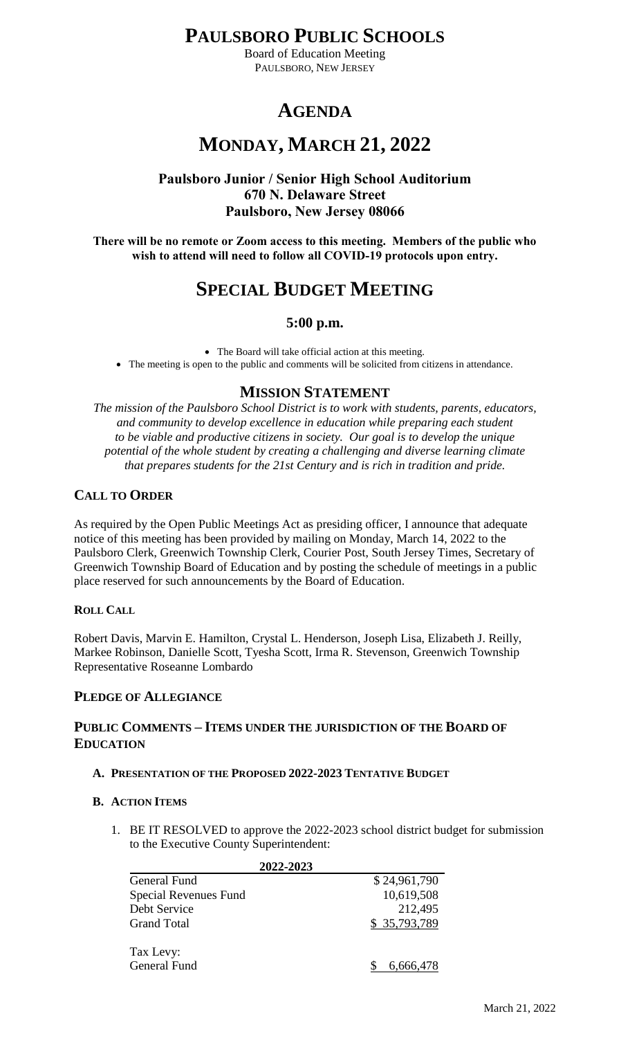# PAULSBORO PUBLIC SCHOOLS

Board of Education Meeting
PAULSBORO, NEW JERSEY

# AGENDA

# MONDAY, MARCH 21, 2022

**Paulsboro Junior / Senior High School Auditorium**
**670 N. Delaware Street**
**Paulsboro, New Jersey 08066**

**There will be no remote or Zoom access to this meeting. Members of the public who wish to attend will need to follow all COVID-19 protocols upon entry.**

# SPECIAL BUDGET MEETING

### 5:00 p.m.

- The Board will take official action at this meeting.
- The meeting is open to the public and comments will be solicited from citizens in attendance.

## MISSION STATEMENT

*The mission of the Paulsboro School District is to work with students, parents, educators, and community to develop excellence in education while preparing each student to be viable and productive citizens in society. Our goal is to develop the unique potential of the whole student by creating a challenging and diverse learning climate that prepares students for the 21st Century and is rich in tradition and pride.*

## CALL TO ORDER

As required by the Open Public Meetings Act as presiding officer, I announce that adequate notice of this meeting has been provided by mailing on Monday, March 14, 2022 to the Paulsboro Clerk, Greenwich Township Clerk, Courier Post, South Jersey Times, Secretary of Greenwich Township Board of Education and by posting the schedule of meetings in a public place reserved for such announcements by the Board of Education.

### ROLL CALL

Robert Davis, Marvin E. Hamilton, Crystal L. Henderson, Joseph Lisa, Elizabeth J. Reilly, Markee Robinson, Danielle Scott, Tyesha Scott, Irma R. Stevenson, Greenwich Township Representative Roseanne Lombardo

## PLEDGE OF ALLEGIANCE

## PUBLIC COMMENTS – ITEMS UNDER THE JURISDICTION OF THE BOARD OF EDUCATION

**A. PRESENTATION OF THE PROPOSED 2022-2023 TENTATIVE BUDGET**

**B. ACTION ITEMS**

1. BE IT RESOLVED to approve the 2022-2023 school district budget for submission to the Executive County Superintendent:

| 2022-2023 | |
|---|---|
| General Fund | $ 24,961,790 |
| Special Revenues Fund | 10,619,508 |
| Debt Service | 212,495 |
| Grand Total | $ 35,793,789 |
| | |
| Tax Levy: | |
| General Fund | $ 6,666,478 |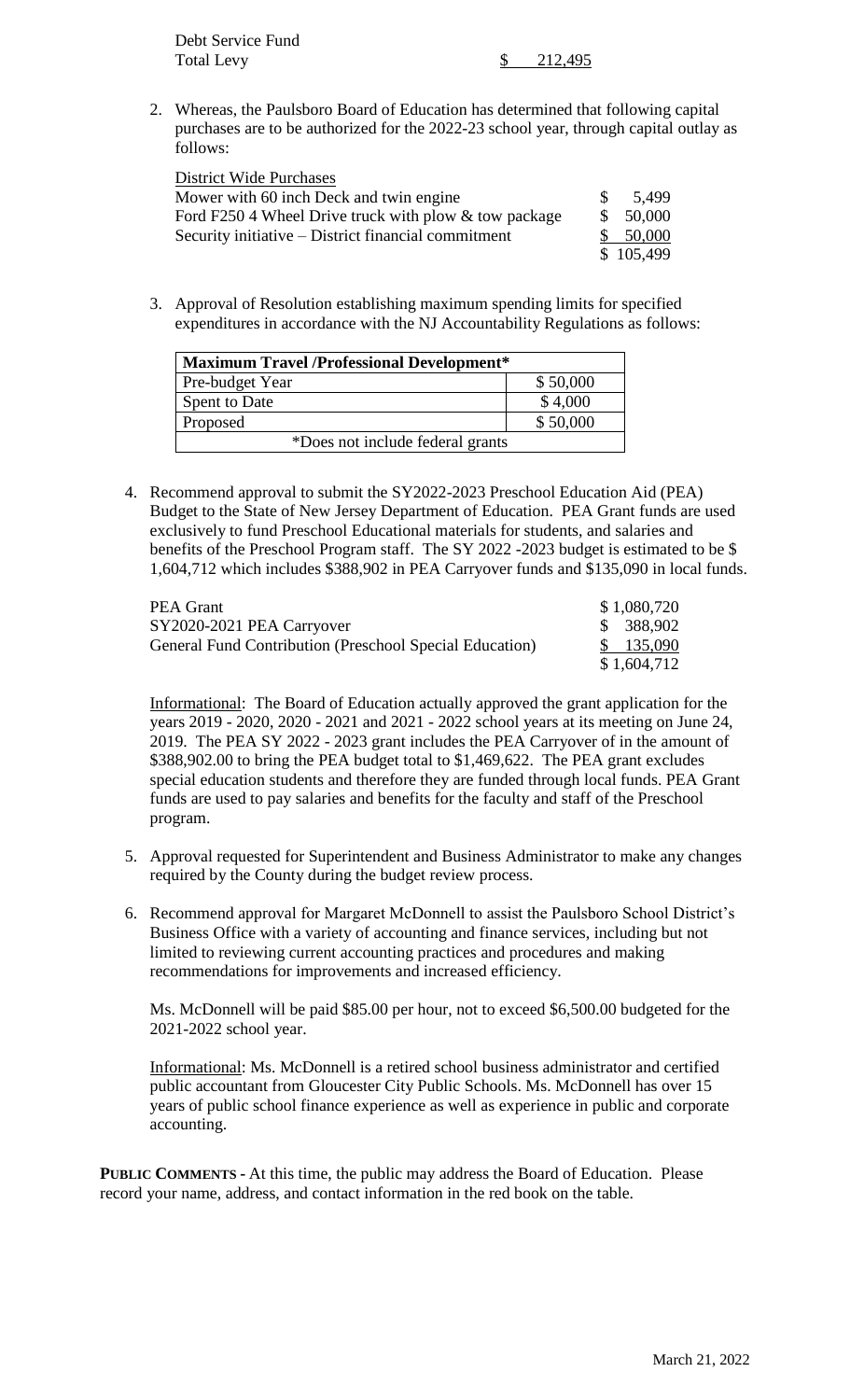| | |
|---|---|
| Debt Service Fund | |
| Total Levy | $ 212,495 |

2. Whereas, the Paulsboro Board of Education has determined that following capital purchases are to be authorized for the 2022-23 school year, through capital outlay as follows:

| District Wide Purchases | |
|---|---|
| Mower with 60 inch Deck and twin engine | $ 5,499 |
| Ford F250 4 Wheel Drive truck with plow & tow package | $ 50,000 |
| Security initiative – District financial commitment | $ 50,000 |
| | $ 105,499 |

3. Approval of Resolution establishing maximum spending limits for specified expenditures in accordance with the NJ Accountability Regulations as follows:

| Maximum Travel /Professional Development* | |
|---|---|
| Pre-budget Year | $ 50,000 |
| Spent to Date | $ 4,000 |
| Proposed | $ 50,000 |
| *Does not include federal grants | |

4. Recommend approval to submit the SY2022-2023 Preschool Education Aid (PEA) Budget to the State of New Jersey Department of Education. PEA Grant funds are used exclusively to fund Preschool Educational materials for students, and salaries and benefits of the Preschool Program staff. The SY 2022 -2023 budget is estimated to be $ 1,604,712 which includes $388,902 in PEA Carryover funds and $135,090 in local funds.

| | |
|---|---|
| PEA Grant | $ 1,080,720 |
| SY2020-2021 PEA Carryover | $ 388,902 |
| General Fund Contribution (Preschool Special Education) | $ 135,090 |
| | $ 1,604,712 |

Informational: The Board of Education actually approved the grant application for the years 2019 - 2020, 2020 - 2021 and 2021 - 2022 school years at its meeting on June 24, 2019. The PEA SY 2022 - 2023 grant includes the PEA Carryover of in the amount of $388,902.00 to bring the PEA budget total to $1,469,622. The PEA grant excludes special education students and therefore they are funded through local funds. PEA Grant funds are used to pay salaries and benefits for the faculty and staff of the Preschool program.

5. Approval requested for Superintendent and Business Administrator to make any changes required by the County during the budget review process.

6. Recommend approval for Margaret McDonnell to assist the Paulsboro School District's Business Office with a variety of accounting and finance services, including but not limited to reviewing current accounting practices and procedures and making recommendations for improvements and increased efficiency.

   Ms. McDonnell will be paid $85.00 per hour, not to exceed $6,500.00 budgeted for the 2021-2022 school year.

   Informational: Ms. McDonnell is a retired school business administrator and certified public accountant from Gloucester City Public Schools. Ms. McDonnell has over 15 years of public school finance experience as well as experience in public and corporate accounting.

**PUBLIC COMMENTS -** At this time, the public may address the Board of Education. Please record your name, address, and contact information in the red book on the table.

March 21, 2022